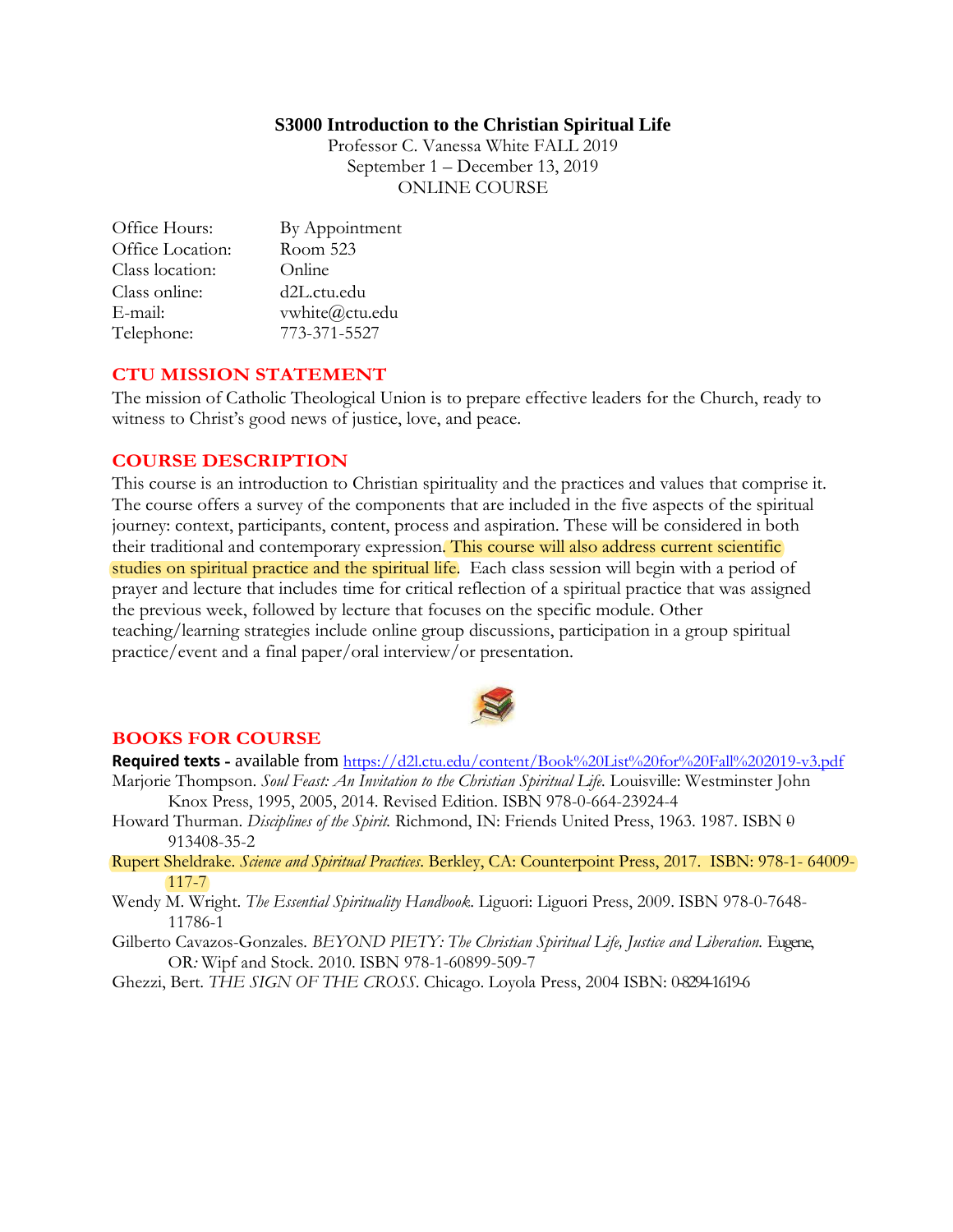# S3000 Introduction to the Christian Spiritual Life

Professor C. Vanessa White FALL 2019
September 1 – December 13, 2019
ONLINE COURSE

| | |
|---|---|
| Office Hours: | By Appointment |
| Office Location: | Room 523 |
| Class location: | Online |
| Class online: | d2L.ctu.edu |
| E-mail: | vwhite@ctu.edu |
| Telephone: | 773-371-5527 |

## CTU MISSION STATEMENT

The mission of Catholic Theological Union is to prepare effective leaders for the Church, ready to witness to Christ's good news of justice, love, and peace.

## COURSE DESCRIPTION

This course is an introduction to Christian spirituality and the practices and values that comprise it. The course offers a survey of the components that are included in the five aspects of the spiritual journey: context, participants, content, process and aspiration. These will be considered in both their traditional and contemporary expression. This course will also address current scientific studies on spiritual practice and the spiritual life. Each class session will begin with a period of prayer and lecture that includes time for critical reflection of a spiritual practice that was assigned the previous week, followed by lecture that focuses on the specific module. Other teaching/learning strategies include online group discussions, participation in a group spiritual practice/event and a final paper/oral interview/or presentation.

## BOOKS FOR COURSE

**Required texts -** available from https://d2l.ctu.edu/content/Book%20List%20for%20Fall%202019-v3.pdf

Marjorie Thompson. *Soul Feast: An Invitation to the Christian Spiritual Life.* Louisville: Westminster John Knox Press, 1995, 2005, 2014. Revised Edition. ISBN 978-0-664-23924-4

Howard Thurman. *Disciplines of the Spirit.* Richmond, IN: Friends United Press, 1963. 1987. ISBN 0 913408-35-2

Rupert Sheldrake. *Science and Spiritual Practices*. Berkley, CA: Counterpoint Press, 2017. ISBN: 978-1- 64009-117-7

Wendy M. Wright. *The Essential Spirituality Handbook.* Liguori: Liguori Press, 2009. ISBN 978-0-7648-11786-1

Gilberto Cavazos-Gonzales. *BEYOND PIETY: The Christian Spiritual Life, Justice and Liberation.* Eugene, OR: Wipf and Stock. 2010. ISBN 978-1-60899-509-7

Ghezzi, Bert. *THE SIGN OF THE CROSS*. Chicago. Loyola Press, 2004 ISBN: 0-8294-1619-6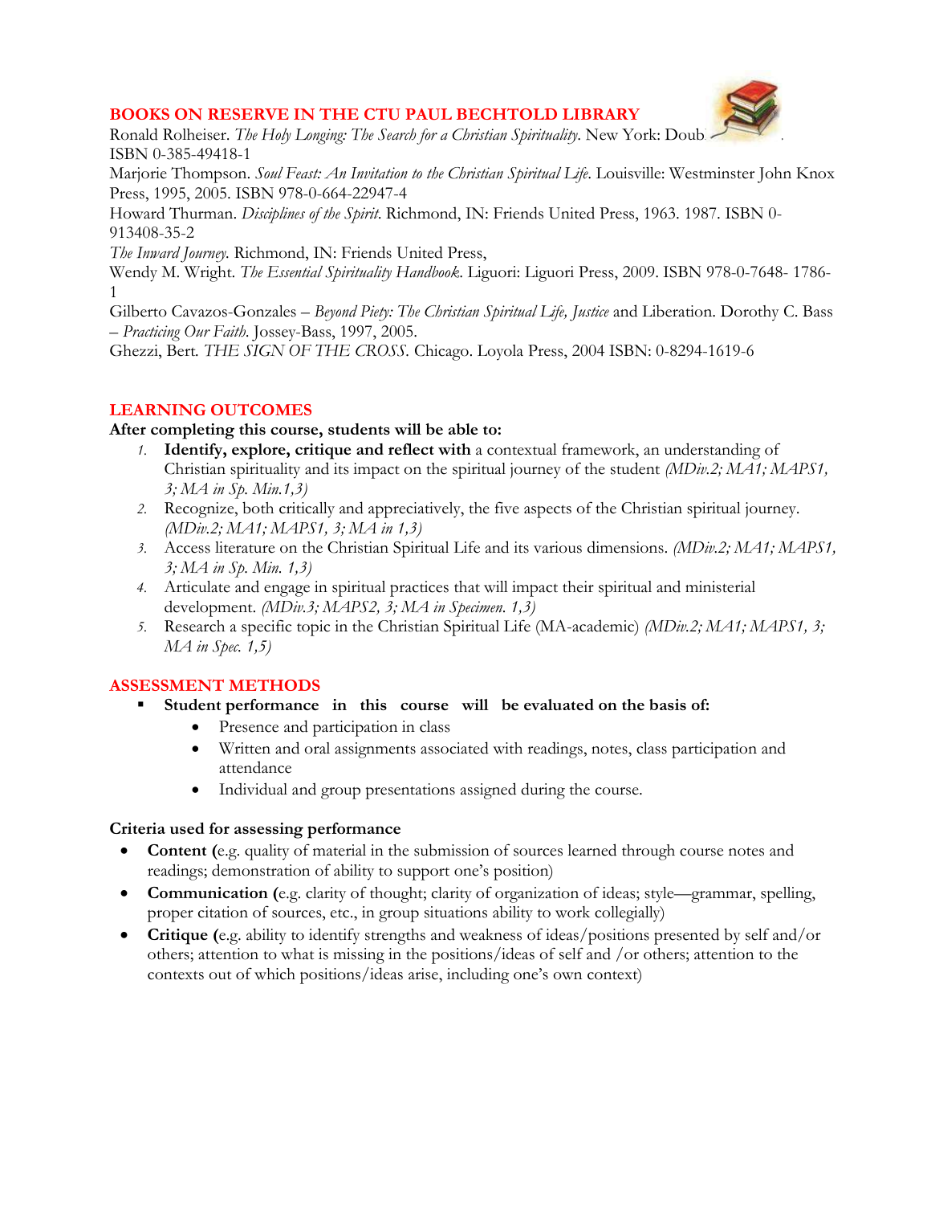## BOOKS ON RESERVE IN THE CTU PAUL BECHTOLD LIBRARY

Ronald Rolheiser. *The Holy Longing: The Search for a Christian Spirituality*. New York: Doub .
ISBN 0-385-49418-1

Marjorie Thompson. *Soul Feast: An Invitation to the Christian Spiritual Life*. Louisville: Westminster John Knox Press, 1995, 2005. ISBN 978-0-664-22947-4

Howard Thurman. *Disciplines of the Spirit*. Richmond, IN: Friends United Press, 1963. 1987. ISBN 0-913408-35-2

*The Inward Journey.* Richmond, IN: Friends United Press,

Wendy M. Wright. *The Essential Spirituality Handbook*. Liguori: Liguori Press, 2009. ISBN 978-0-7648- 1786-1

Gilberto Cavazos-Gonzales – *Beyond Piety: The Christian Spiritual Life, Justice* and Liberation. Dorothy C. Bass – *Practicing Our Faith*. Jossey-Bass, 1997, 2005.

Ghezzi, Bert. *THE SIGN OF THE CROSS*. Chicago. Loyola Press, 2004 ISBN: 0-8294-1619-6

## LEARNING OUTCOMES

**After completing this course, students will be able to:**

1. **Identify, explore, critique and reflect with** a contextual framework, an understanding of Christian spirituality and its impact on the spiritual journey of the student *(MDiv.2; MA1; MAPS1, 3; MA in Sp. Min.1,3)*
2. Recognize, both critically and appreciatively, the five aspects of the Christian spiritual journey. *(MDiv.2; MA1; MAPS1, 3; MA in 1,3)*
3. Access literature on the Christian Spiritual Life and its various dimensions. *(MDiv.2; MA1; MAPS1, 3; MA in Sp. Min. 1,3)*
4. Articulate and engage in spiritual practices that will impact their spiritual and ministerial development. *(MDiv.3; MAPS2, 3; MA in Specimen. 1,3)*
5. Research a specific topic in the Christian Spiritual Life (MA-academic) *(MDiv.2; MA1; MAPS1, 3; MA in Spec. 1,5)*

## ASSESSMENT METHODS

- **Student performance in this course will be evaluated on the basis of:**
  - Presence and participation in class
  - Written and oral assignments associated with readings, notes, class participation and attendance
  - Individual and group presentations assigned during the course.

**Criteria used for assessing performance**

- **Content (**e.g. quality of material in the submission of sources learned through course notes and readings; demonstration of ability to support one's position)
- **Communication (**e.g. clarity of thought; clarity of organization of ideas; style—grammar, spelling, proper citation of sources, etc., in group situations ability to work collegially)
- **Critique (**e.g. ability to identify strengths and weakness of ideas/positions presented by self and/or others; attention to what is missing in the positions/ideas of self and /or others; attention to the contexts out of which positions/ideas arise, including one's own context)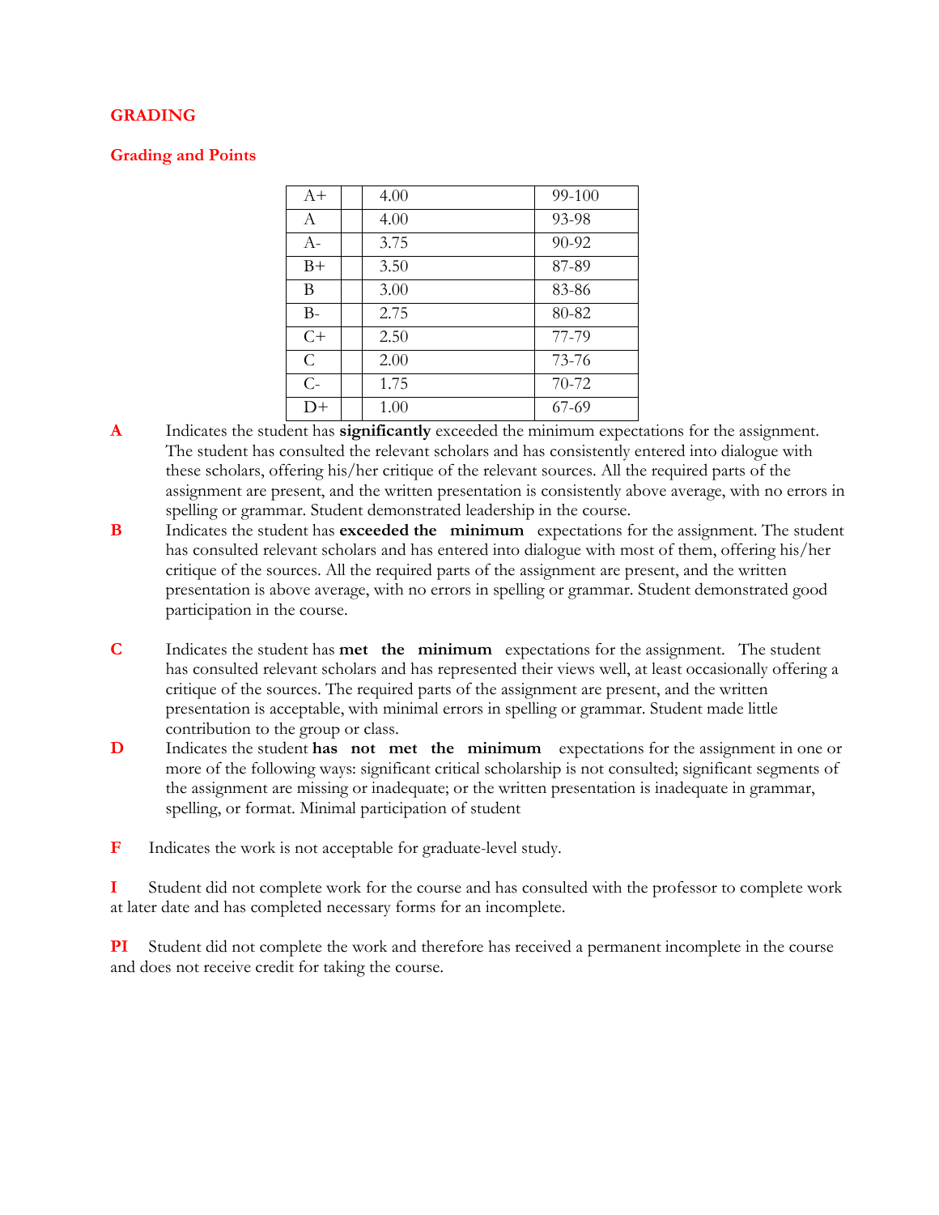## GRADING

### Grading and Points

| | | | |
|---|---|---|---|
| A+ | | 4.00 | 99-100 |
| A | | 4.00 | 93-98 |
| A- | | 3.75 | 90-92 |
| B+ | | 3.50 | 87-89 |
| B | | 3.00 | 83-86 |
| B- | | 2.75 | 80-82 |
| C+ | | 2.50 | 77-79 |
| C | | 2.00 | 73-76 |
| C- | | 1.75 | 70-72 |
| D+ | | 1.00 | 67-69 |

**A** Indicates the student has **significantly** exceeded the minimum expectations for the assignment. The student has consulted the relevant scholars and has consistently entered into dialogue with these scholars, offering his/her critique of the relevant sources. All the required parts of the assignment are present, and the written presentation is consistently above average, with no errors in spelling or grammar. Student demonstrated leadership in the course.

**B** Indicates the student has **exceeded the minimum** expectations for the assignment. The student has consulted relevant scholars and has entered into dialogue with most of them, offering his/her critique of the sources. All the required parts of the assignment are present, and the written presentation is above average, with no errors in spelling or grammar. Student demonstrated good participation in the course.

**C** Indicates the student has **met the minimum** expectations for the assignment. The student has consulted relevant scholars and has represented their views well, at least occasionally offering a critique of the sources. The required parts of the assignment are present, and the written presentation is acceptable, with minimal errors in spelling or grammar. Student made little contribution to the group or class.

**D** Indicates the student **has not met the minimum** expectations for the assignment in one or more of the following ways: significant critical scholarship is not consulted; significant segments of the assignment are missing or inadequate; or the written presentation is inadequate in grammar, spelling, or format. Minimal participation of student

**F** Indicates the work is not acceptable for graduate-level study.

**I** Student did not complete work for the course and has consulted with the professor to complete work at later date and has completed necessary forms for an incomplete.

**PI** Student did not complete the work and therefore has received a permanent incomplete in the course and does not receive credit for taking the course.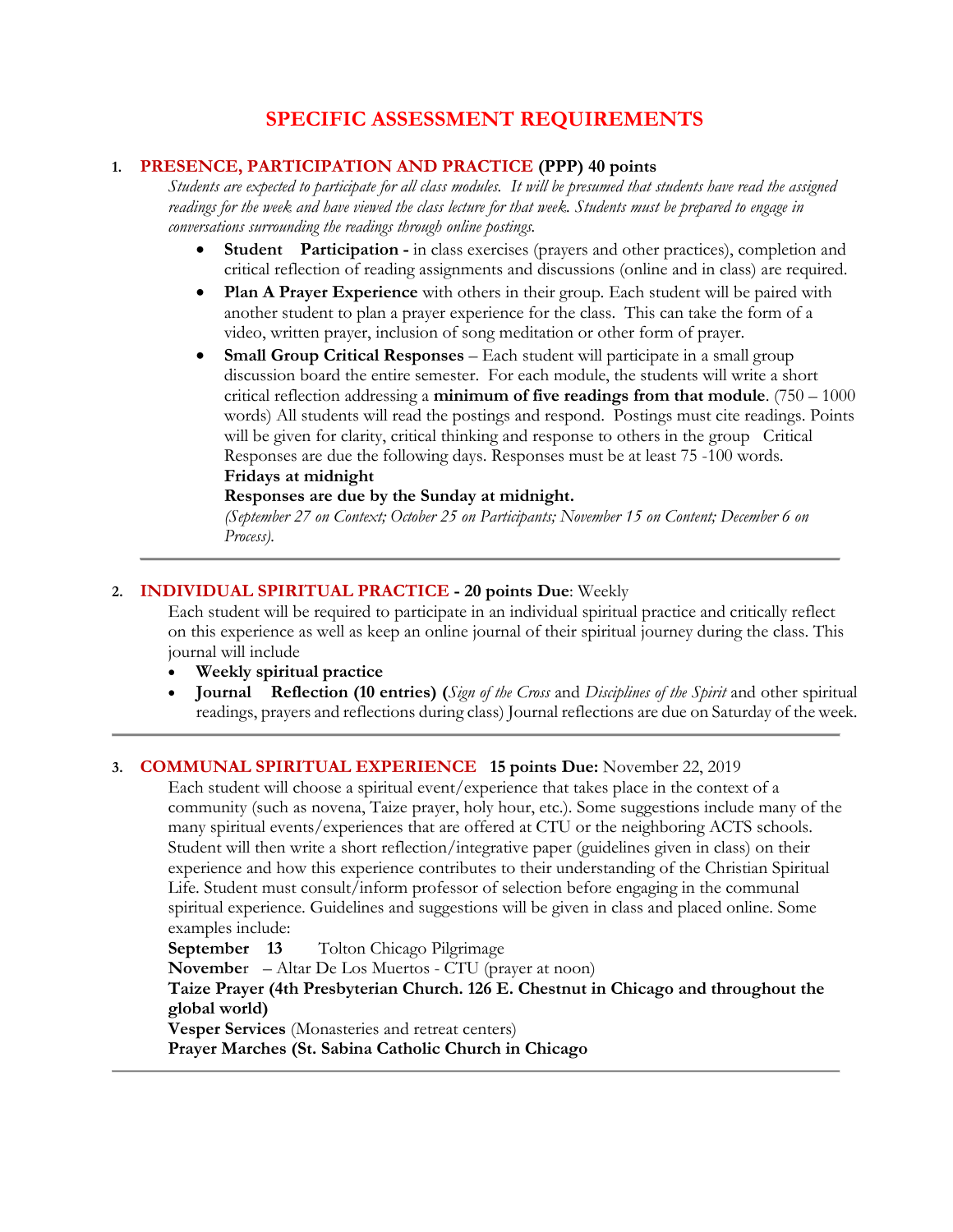# SPECIFIC ASSESSMENT REQUIREMENTS

1. **PRESENCE, PARTICIPATION AND PRACTICE (PPP) 40 points**

   *Students are expected to participate for all class modules. It will be presumed that students have read the assigned readings for the week and have viewed the class lecture for that week. Students must be prepared to engage in conversations surrounding the readings through online postings.*

   - **Student Participation -** in class exercises (prayers and other practices), completion and critical reflection of reading assignments and discussions (online and in class) are required.
   - **Plan A Prayer Experience** with others in their group. Each student will be paired with another student to plan a prayer experience for the class. This can take the form of a video, written prayer, inclusion of song meditation or other form of prayer.
   - **Small Group Critical Responses** – Each student will participate in a small group discussion board the entire semester. For each module, the students will write a short critical reflection addressing a **minimum of five readings from that module**. (750 – 1000 words) All students will read the postings and respond. Postings must cite readings. Points will be given for clarity, critical thinking and response to others in the group Critical Responses are due the following days. Responses must be at least 75 -100 words.
     **Fridays at midnight**
     **Responses are due by the Sunday at midnight.**
     *(September 27 on Context; October 25 on Participants; November 15 on Content; December 6 on Process).*

---

2. **INDIVIDUAL SPIRITUAL PRACTICE - 20 points Due**: Weekly

   Each student will be required to participate in an individual spiritual practice and critically reflect on this experience as well as keep an online journal of their spiritual journey during the class. This journal will include

   - **Weekly spiritual practice**
   - **Journal Reflection (10 entries) (***Sign of the Cross* and *Disciplines of the Spirit* and other spiritual readings, prayers and reflections during class) Journal reflections are due on Saturday of the week.

---

3. **COMMUNAL SPIRITUAL EXPERIENCE 15 points Due:** November 22, 2019

   Each student will choose a spiritual event/experience that takes place in the context of a community (such as novena, Taize prayer, holy hour, etc.). Some suggestions include many of the many spiritual events/experiences that are offered at CTU or the neighboring ACTS schools. Student will then write a short reflection/integrative paper (guidelines given in class) on their experience and how this experience contributes to their understanding of the Christian Spiritual Life. Student must consult/inform professor of selection before engaging in the communal spiritual experience. Guidelines and suggestions will be given in class and placed online. Some examples include:

   **September 13** Tolton Chicago Pilgrimage
   **November** – Altar De Los Muertos - CTU (prayer at noon)
   **Taize Prayer (4th Presbyterian Church. 126 E. Chestnut in Chicago and throughout the global world)**
   **Vesper Services** (Monasteries and retreat centers)
   **Prayer Marches (St. Sabina Catholic Church in Chicago**

---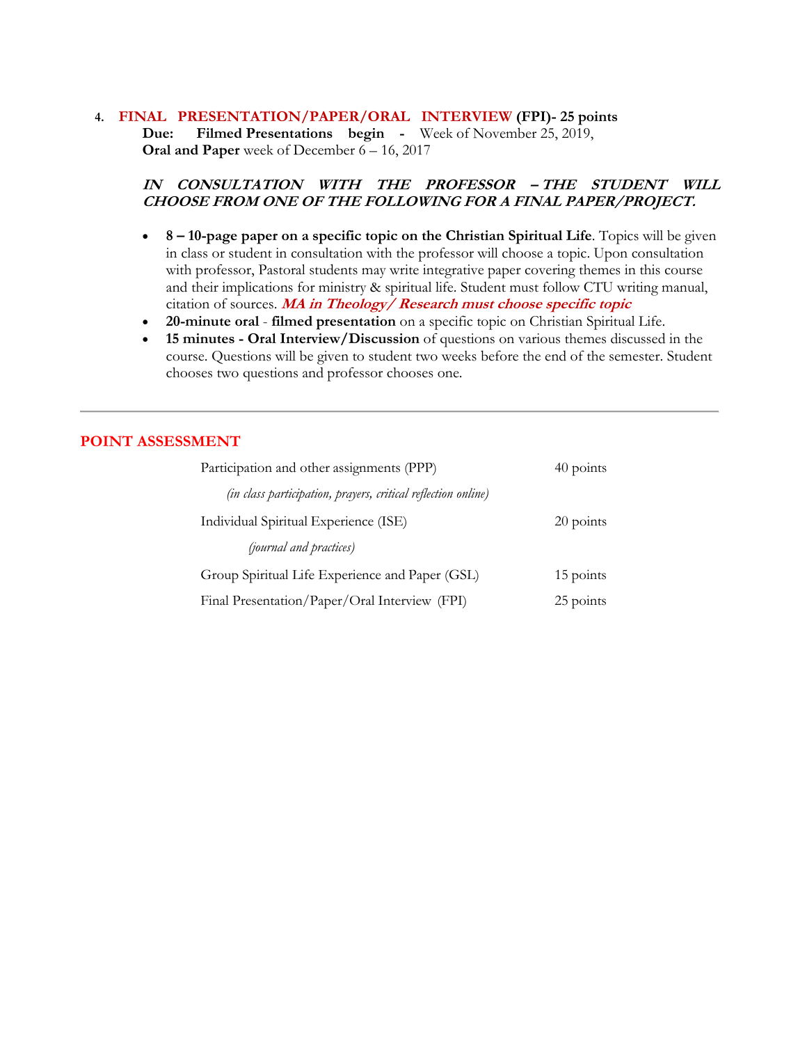4. **FINAL PRESENTATION/PAPER/ORAL INTERVIEW (FPI)- 25 points**
   **Due: Filmed Presentations begin -** Week of November 25, 2019,
   **Oral and Paper** week of December 6 – 16, 2017

   ***IN CONSULTATION WITH THE PROFESSOR – THE STUDENT WILL CHOOSE FROM ONE OF THE FOLLOWING FOR A FINAL PAPER/PROJECT.***

   - **8 – 10-page paper on a specific topic on the Christian Spiritual Life**. Topics will be given in class or student in consultation with the professor will choose a topic. Upon consultation with professor, Pastoral students may write integrative paper covering themes in this course and their implications for ministry & spiritual life. Student must follow CTU writing manual, citation of sources. ***MA in Theology/ Research must choose specific topic***
   - **20-minute oral** - **filmed presentation** on a specific topic on Christian Spiritual Life.
   - **15 minutes - Oral Interview/Discussion** of questions on various themes discussed in the course. Questions will be given to student two weeks before the end of the semester. Student chooses two questions and professor chooses one.

---

## POINT ASSESSMENT

| | |
|---|---|
| Participation and other assignments (PPP)<br>*(in class participation, prayers, critical reflection online)* | 40 points |
| Individual Spiritual Experience (ISE)<br>*(journal and practices)* | 20 points |
| Group Spiritual Life Experience and Paper (GSL) | 15 points |
| Final Presentation/Paper/Oral Interview (FPI) | 25 points |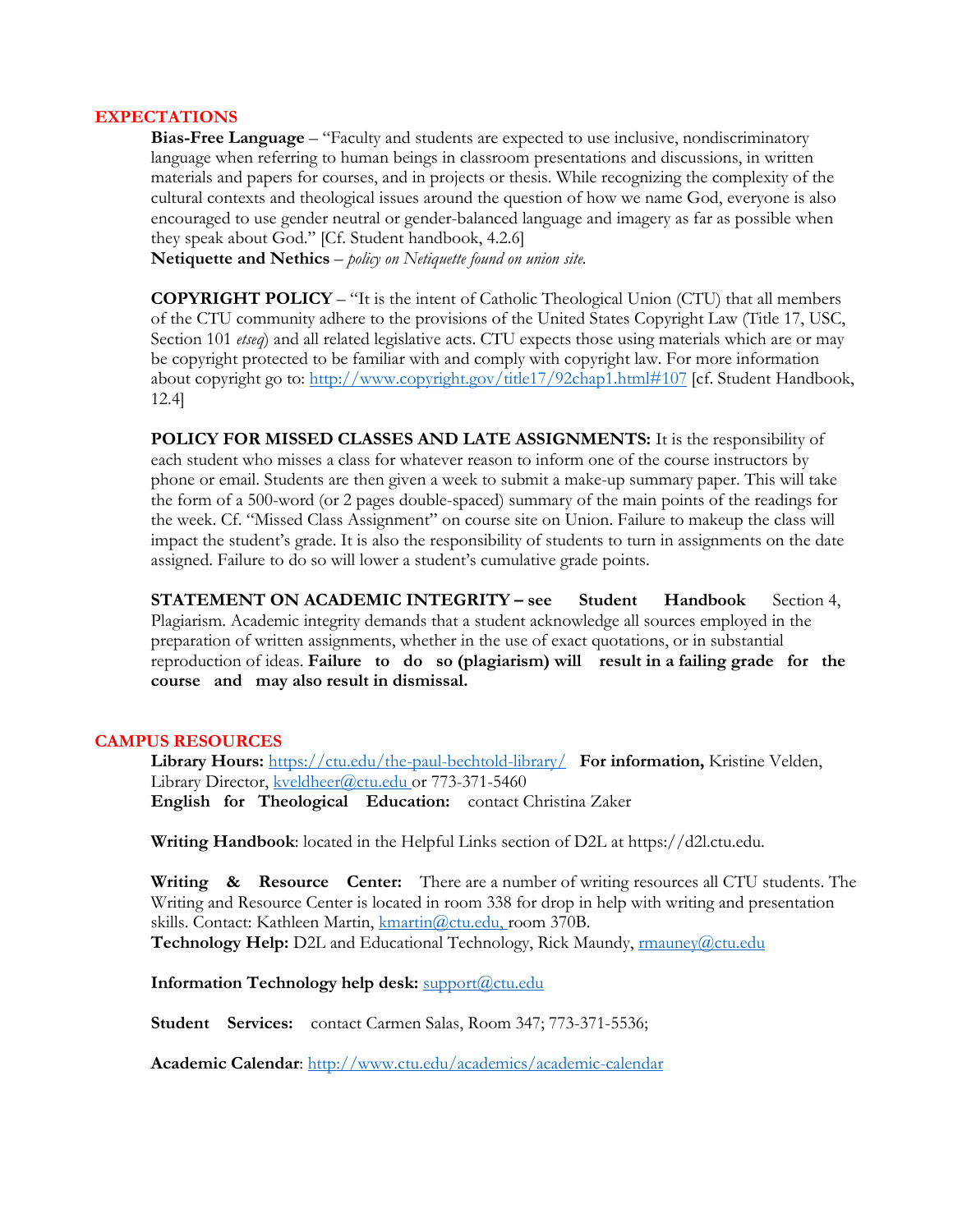## EXPECTATIONS

**Bias-Free Language** – "Faculty and students are expected to use inclusive, nondiscriminatory language when referring to human beings in classroom presentations and discussions, in written materials and papers for courses, and in projects or thesis. While recognizing the complexity of the cultural contexts and theological issues around the question of how we name God, everyone is also encouraged to use gender neutral or gender-balanced language and imagery as far as possible when they speak about God." [Cf. Student handbook, 4.2.6]

**Netiquette and Nethics** – *policy on Netiquette found on union site.*

**COPYRIGHT POLICY** – "It is the intent of Catholic Theological Union (CTU) that all members of the CTU community adhere to the provisions of the United States Copyright Law (Title 17, USC, Section 101 *etseq*) and all related legislative acts. CTU expects those using materials which are or may be copyright protected to be familiar with and comply with copyright law. For more information about copyright go to: http://www.copyright.gov/title17/92chap1.html#107 [cf. Student Handbook, 12.4]

**POLICY FOR MISSED CLASSES AND LATE ASSIGNMENTS:** It is the responsibility of each student who misses a class for whatever reason to inform one of the course instructors by phone or email. Students are then given a week to submit a make-up summary paper. This will take the form of a 500-word (or 2 pages double-spaced) summary of the main points of the readings for the week. Cf. "Missed Class Assignment" on course site on Union. Failure to makeup the class will impact the student's grade. It is also the responsibility of students to turn in assignments on the date assigned. Failure to do so will lower a student's cumulative grade points.

**STATEMENT ON ACADEMIC INTEGRITY – see Student Handbook** Section 4, Plagiarism. Academic integrity demands that a student acknowledge all sources employed in the preparation of written assignments, whether in the use of exact quotations, or in substantial reproduction of ideas. **Failure to do so (plagiarism) will result in a failing grade for the course and may also result in dismissal.**

## CAMPUS RESOURCES

**Library Hours:** https://ctu.edu/the-paul-bechtold-library/ **For information,** Kristine Velden, Library Director, kveldheer@ctu.edu or 773-371-5460
**English for Theological Education:** contact Christina Zaker

**Writing Handbook**: located in the Helpful Links section of D2L at https://d2l.ctu.edu.

**Writing & Resource Center:** There are a number of writing resources all CTU students. The Writing and Resource Center is located in room 338 for drop in help with writing and presentation skills. Contact: Kathleen Martin, kmartin@ctu.edu, room 370B.
**Technology Help:** D2L and Educational Technology, Rick Maundy, rmauney@ctu.edu

**Information Technology help desk:** support@ctu.edu

**Student Services:** contact Carmen Salas, Room 347; 773-371-5536;

**Academic Calendar**: http://www.ctu.edu/academics/academic-calendar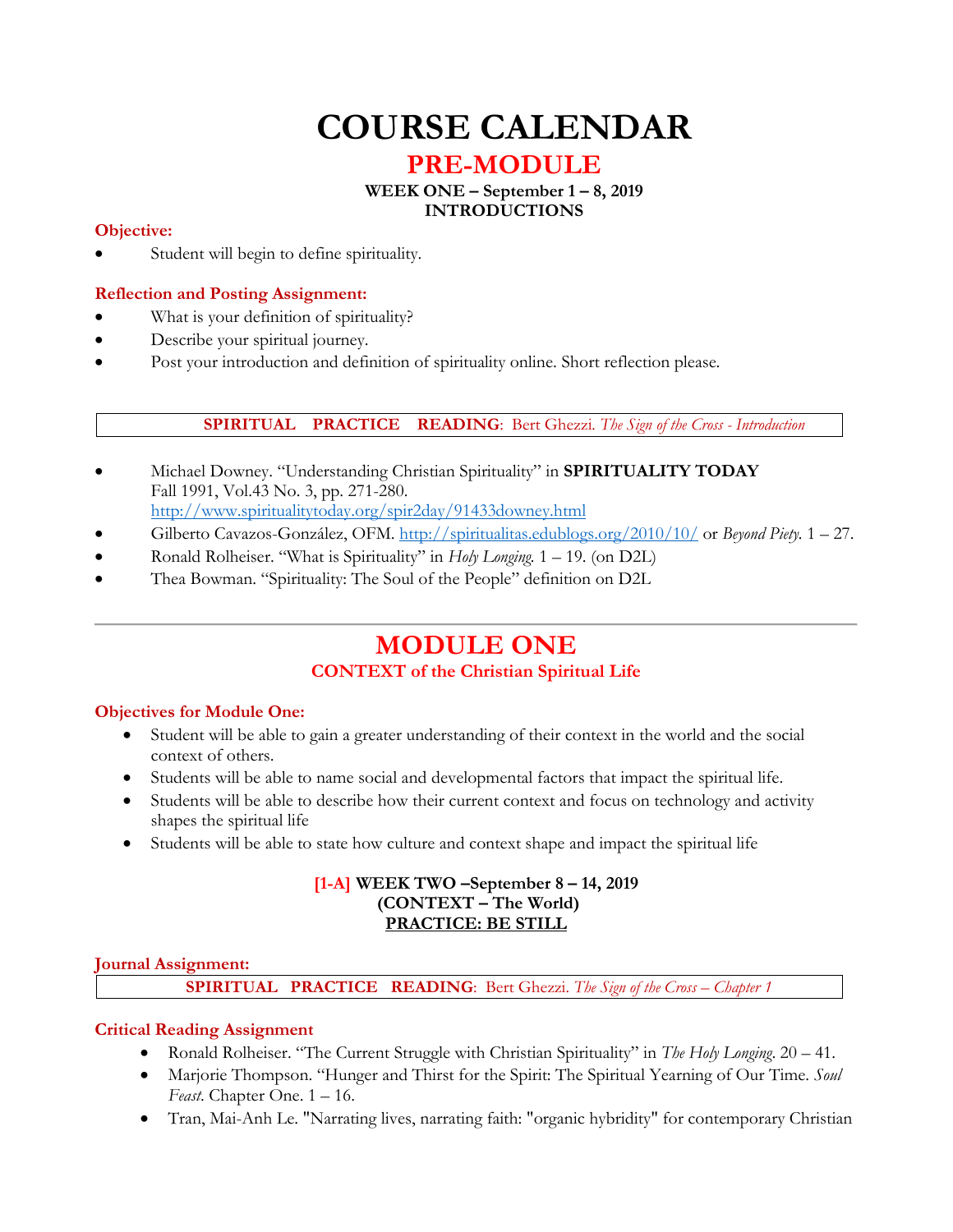# COURSE CALENDAR

## PRE-MODULE

**WEEK ONE – September 1 – 8, 2019**
**INTRODUCTIONS**

**Objective:**

- Student will begin to define spirituality.

**Reflection and Posting Assignment:**

- What is your definition of spirituality?
- Describe your spiritual journey.
- Post your introduction and definition of spirituality online. Short reflection please.

**SPIRITUAL PRACTICE READING**: Bert Ghezzi. *The Sign of the Cross - Introduction*

- Michael Downey. "Understanding Christian Spirituality" in **SPIRITUALITY TODAY** Fall 1991, Vol.43 No. 3, pp. 271-280. http://www.spiritualitytoday.org/spir2day/91433downey.html
- Gilberto Cavazos-González, OFM. http://spiritualitas.edublogs.org/2010/10/ or *Beyond Piety*. 1 – 27.
- Ronald Rolheiser. "What is Spirituality" in *Holy Longing*. 1 – 19. (on D2L)
- Thea Bowman. "Spirituality: The Soul of the People" definition on D2L

---

## MODULE ONE

### CONTEXT of the Christian Spiritual Life

**Objectives for Module One:**

- Student will be able to gain a greater understanding of their context in the world and the social context of others.
- Students will be able to name social and developmental factors that impact the spiritual life.
- Students will be able to describe how their current context and focus on technology and activity shapes the spiritual life
- Students will be able to state how culture and context shape and impact the spiritual life

**[1-A] WEEK TWO –September 8 – 14, 2019**
**(CONTEXT – The World)**
**PRACTICE: BE STILL**

**Journal Assignment:**

**SPIRITUAL PRACTICE READING**: Bert Ghezzi. *The Sign of the Cross – Chapter 1*

**Critical Reading Assignment**

- Ronald Rolheiser. "The Current Struggle with Christian Spirituality" in *The Holy Longing*. 20 – 41.
- Marjorie Thompson. "Hunger and Thirst for the Spirit: The Spiritual Yearning of Our Time. *Soul Feast*. Chapter One. 1 – 16.
- Tran, Mai-Anh Le. "Narrating lives, narrating faith: "organic hybridity" for contemporary Christian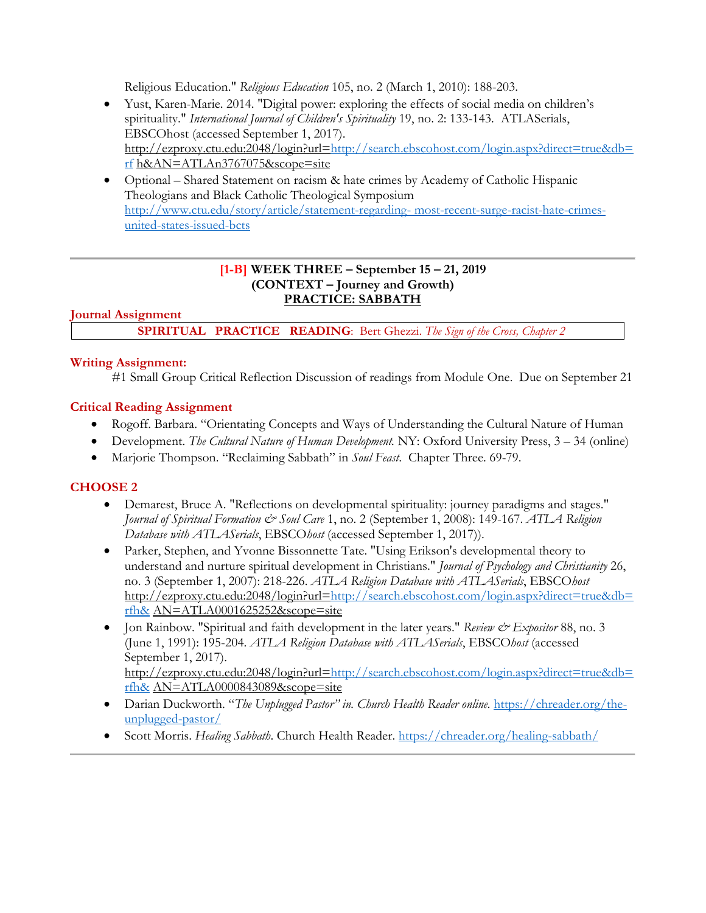Religious Education." *Religious Education* 105, no. 2 (March 1, 2010): 188-203.

- Yust, Karen-Marie. 2014. "Digital power: exploring the effects of social media on children's spirituality." *International Journal of Children's Spirituality* 19, no. 2: 133-143. ATLASerials, EBSCOhost (accessed September 1, 2017). http://ezproxy.ctu.edu:2048/login?url=http://search.ebscohost.com/login.aspx?direct=true&db=rf h&AN=ATLAn3767075&scope=site
- Optional – Shared Statement on racism & hate crimes by Academy of Catholic Hispanic Theologians and Black Catholic Theological Symposium http://www.ctu.edu/story/article/statement-regarding- most-recent-surge-racist-hate-crimes-united-states-issued-bcts

---

## [1-B] WEEK THREE – September 15 – 21, 2019
## (CONTEXT – Journey and Growth)
## PRACTICE: SABBATH

### Journal Assignment

**SPIRITUAL PRACTICE READING**: Bert Ghezzi. *The Sign of the Cross, Chapter 2*

### Writing Assignment:

#1 Small Group Critical Reflection Discussion of readings from Module One. Due on September 21

### Critical Reading Assignment

- Rogoff. Barbara. "Orientating Concepts and Ways of Understanding the Cultural Nature of Human
- Development. *The Cultural Nature of Human Development.* NY: Oxford University Press, 3 – 34 (online)
- Marjorie Thompson. "Reclaiming Sabbath" in *Soul Feast.* Chapter Three. 69-79.

### CHOOSE 2

- Demarest, Bruce A. "Reflections on developmental spirituality: journey paradigms and stages." *Journal of Spiritual Formation & Soul Care* 1, no. 2 (September 1, 2008): 149-167. *ATLA Religion Database with ATLASerials*, EBSCO*host* (accessed September 1, 2017)).
- Parker, Stephen, and Yvonne Bissonnette Tate. "Using Erikson's developmental theory to understand and nurture spiritual development in Christians." *Journal of Psychology and Christianity* 26, no. 3 (September 1, 2007): 218-226. *ATLA Religion Database with ATLASerials*, EBSCO*host* http://ezproxy.ctu.edu:2048/login?url=http://search.ebscohost.com/login.aspx?direct=true&db=rfh& AN=ATLA0001625252&scope=site
- Jon Rainbow. "Spiritual and faith development in the later years." *Review & Expositor* 88, no. 3 (June 1, 1991): 195-204. *ATLA Religion Database with ATLASerials*, EBSCO*host* (accessed September 1, 2017). http://ezproxy.ctu.edu:2048/login?url=http://search.ebscohost.com/login.aspx?direct=true&db=rfh& AN=ATLA0000843089&scope=site
- Darian Duckworth. "*The Unplugged Pastor" in. Church Health Reader online.* https://chreader.org/the-unplugged-pastor/
- Scott Morris. *Healing Sabbath*. Church Health Reader. https://chreader.org/healing-sabbath/

---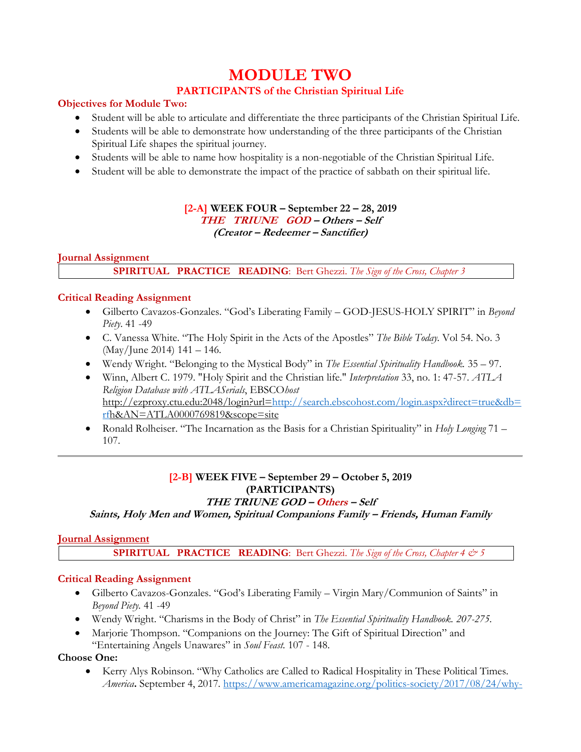# MODULE TWO

## PARTICIPANTS of the Christian Spiritual Life

**Objectives for Module Two:**

- Student will be able to articulate and differentiate the three participants of the Christian Spiritual Life.
- Students will be able to demonstrate how understanding of the three participants of the Christian Spiritual Life shapes the spiritual journey.
- Students will be able to name how hospitality is a non-negotiable of the Christian Spiritual Life.
- Student will be able to demonstrate the impact of the practice of sabbath on their spiritual life.

### [2-A] WEEK FOUR – September 22 – 28, 2019

***THE TRIUNE GOD – Others – Self***

***(Creator – Redeemer – Sanctifier)***

**Journal Assignment**

| **SPIRITUAL PRACTICE READING**: Bert Ghezzi. *The Sign of the Cross, Chapter 3* |
|---|

**Critical Reading Assignment**

- Gilberto Cavazos-Gonzales. "God's Liberating Family – GOD-JESUS-HOLY SPIRIT" in *Beyond Piety*. 41 -49
- C. Vanessa White. "The Holy Spirit in the Acts of the Apostles" *The Bible Today.* Vol 54. No. 3 (May/June 2014) 141 – 146.
- Wendy Wright. "Belonging to the Mystical Body" in *The Essential Spirituality Handbook.* 35 – 97.
- Winn, Albert C. 1979. "Holy Spirit and the Christian life." *Interpretation* 33, no. 1: 47-57. *ATLA Religion Database with ATLASerials*, EBSCO*host* http://ezproxy.ctu.edu:2048/login?url=http://search.ebscohost.com/login.aspx?direct=true&db=rfh&AN=ATLA0000769819&scope=site
- Ronald Rolheiser. "The Incarnation as the Basis for a Christian Spirituality" in *Holy Longing* 71 – 107.

---

### [2-B] WEEK FIVE – September 29 – October 5, 2019

**(PARTICIPANTS)**

***THE TRIUNE GOD – Others – Self***

***Saints, Holy Men and Women, Spiritual Companions Family – Friends, Human Family***

**Journal Assignment**

| **SPIRITUAL PRACTICE READING**: Bert Ghezzi. *The Sign of the Cross, Chapter 4 & 5* |
|---|

**Critical Reading Assignment**

- Gilberto Cavazos-Gonzales. "God's Liberating Family – Virgin Mary/Communion of Saints" in *Beyond Piety.* 41 -49
- Wendy Wright. "Charisms in the Body of Christ" in *The Essential Spirituality Handbook. 207-275.*
- Marjorie Thompson. "Companions on the Journey: The Gift of Spiritual Direction" and "Entertaining Angels Unawares" in *Soul Feast.* 107 - 148.

**Choose One:**

- Kerry Alys Robinson. "Why Catholics are Called to Radical Hospitality in These Political Times. *America***.** September 4, 2017. https://www.americamagazine.org/politics-society/2017/08/24/why-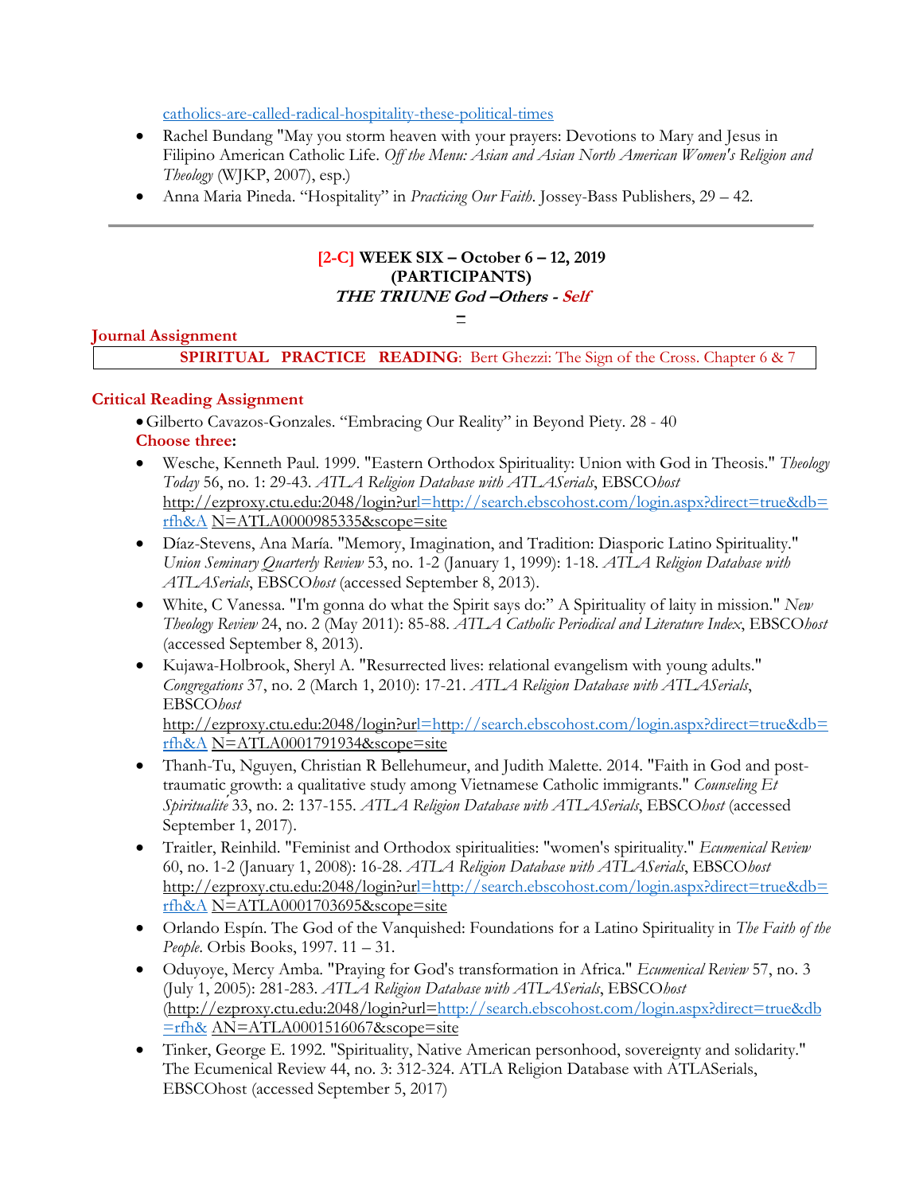catholics-are-called-radical-hospitality-these-political-times

- Rachel Bundang "May you storm heaven with your prayers: Devotions to Mary and Jesus in Filipino American Catholic Life. *Off the Menu: Asian and Asian North American Women's Religion and Theology* (WJKP, 2007), esp.)
- Anna Maria Pineda. "Hospitality" in *Practicing Our Faith*. Jossey-Bass Publishers, 29 – 42.

---

## [2-C] WEEK SIX – October 6 – 12, 2019 (PARTICIPANTS)

### *THE TRIUNE God –Others - Self*

**Journal Assignment**

| |
|---|
| **SPIRITUAL PRACTICE READING**: Bert Ghezzi: The Sign of the Cross. Chapter 6 & 7 |

**Critical Reading Assignment**

- Gilberto Cavazos-Gonzales. "Embracing Our Reality" in Beyond Piety. 28 - 40

**Choose three:**

- Wesche, Kenneth Paul. 1999. "Eastern Orthodox Spirituality: Union with God in Theosis." *Theology Today* 56, no. 1: 29-43. *ATLA Religion Database with ATLASerials*, EBSCO*host* http://ezproxy.ctu.edu:2048/login?url=http://search.ebscohost.com/login.aspx?direct=true&db=rfh&A N=ATLA0000985335&scope=site
- Díaz-Stevens, Ana María. "Memory, Imagination, and Tradition: Diasporic Latino Spirituality." *Union Seminary Quarterly Review* 53, no. 1-2 (January 1, 1999): 1-18. *ATLA Religion Database with ATLASerials*, EBSCO*host* (accessed September 8, 2013).
- White, C Vanessa. "I'm gonna do what the Spirit says do:" A Spirituality of laity in mission." *New Theology Review* 24, no. 2 (May 2011): 85-88. *ATLA Catholic Periodical and Literature Index*, EBSCO*host* (accessed September 8, 2013).
- Kujawa-Holbrook, Sheryl A. "Resurrected lives: relational evangelism with young adults." *Congregations* 37, no. 2 (March 1, 2010): 17-21. *ATLA Religion Database with ATLASerials*, EBSCO*host* http://ezproxy.ctu.edu:2048/login?url=http://search.ebscohost.com/login.aspx?direct=true&db=rfh&A N=ATLA0001791934&scope=site
- Thanh-Tu, Nguyen, Christian R Bellehumeur, and Judith Malette. 2014. "Faith in God and post-traumatic growth: a qualitative study among Vietnamese Catholic immigrants." *Counseling Et Spiritualité* 33, no. 2: 137-155. *ATLA Religion Database with ATLASerials*, EBSCO*host* (accessed September 1, 2017).
- Traitler, Reinhild. "Feminist and Orthodox spiritualities: "women's spirituality." *Ecumenical Review* 60, no. 1-2 (January 1, 2008): 16-28. *ATLA Religion Database with ATLASerials*, EBSCO*host* http://ezproxy.ctu.edu:2048/login?url=http://search.ebscohost.com/login.aspx?direct=true&db=rfh&A N=ATLA0001703695&scope=site
- Orlando Espín. The God of the Vanquished: Foundations for a Latino Spirituality in *The Faith of the People*. Orbis Books, 1997. 11 – 31.
- Oduyoye, Mercy Amba. "Praying for God's transformation in Africa." *Ecumenical Review* 57, no. 3 (July 1, 2005): 281-283. *ATLA Religion Database with ATLASerials*, EBSCO*host* (http://ezproxy.ctu.edu:2048/login?url=http://search.ebscohost.com/login.aspx?direct=true&db=rfh& AN=ATLA0001516067&scope=site
- Tinker, George E. 1992. "Spirituality, Native American personhood, sovereignty and solidarity." The Ecumenical Review 44, no. 3: 312-324. ATLA Religion Database with ATLASerials, EBSCOhost (accessed September 5, 2017)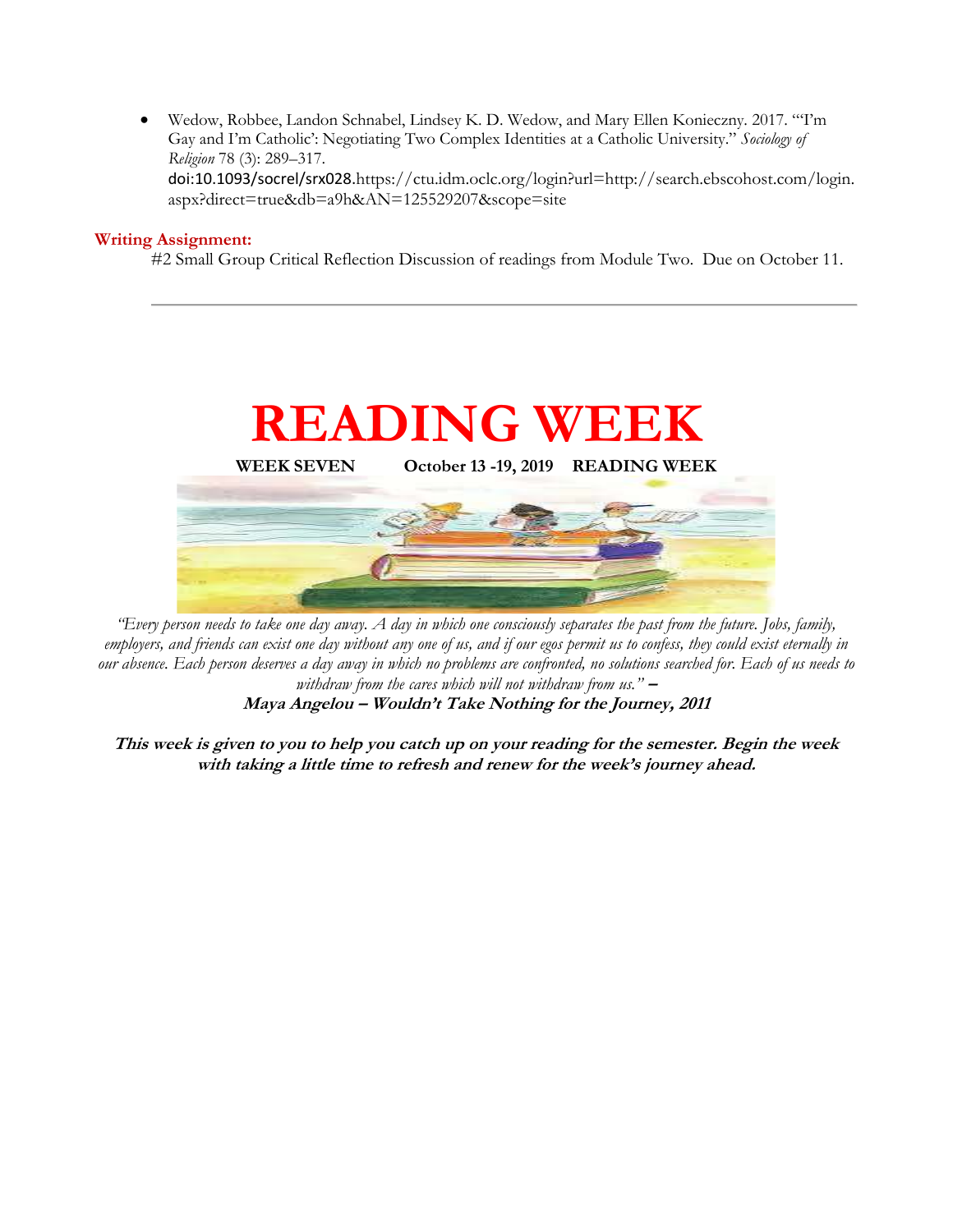- Wedow, Robbee, Landon Schnabel, Lindsey K. D. Wedow, and Mary Ellen Konieczny. 2017. "'I'm Gay and I'm Catholic': Negotiating Two Complex Identities at a Catholic University." *Sociology of Religion* 78 (3): 289–317. doi:10.1093/socrel/srx028.https://ctu.idm.oclc.org/login?url=http://search.ebscohost.com/login.aspx?direct=true&db=a9h&AN=125529207&scope=site

**Writing Assignment:**

#2 Small Group Critical Reflection Discussion of readings from Module Two. Due on October 11.

---

# READING WEEK

**WEEK SEVEN October 13 -19, 2019 READING WEEK**

*"Every person needs to take one day away. A day in which one consciously separates the past from the future. Jobs, family, employers, and friends can exist one day without any one of us, and if our egos permit us to confess, they could exist eternally in our absence. Each person deserves a day away in which no problems are confronted, no solutions searched for. Each of us needs to withdraw from the cares which will not withdraw from us."* –

***Maya Angelou – Wouldn't Take Nothing for the Journey, 2011***

***This week is given to you to help you catch up on your reading for the semester. Begin the week with taking a little time to refresh and renew for the week's journey ahead.***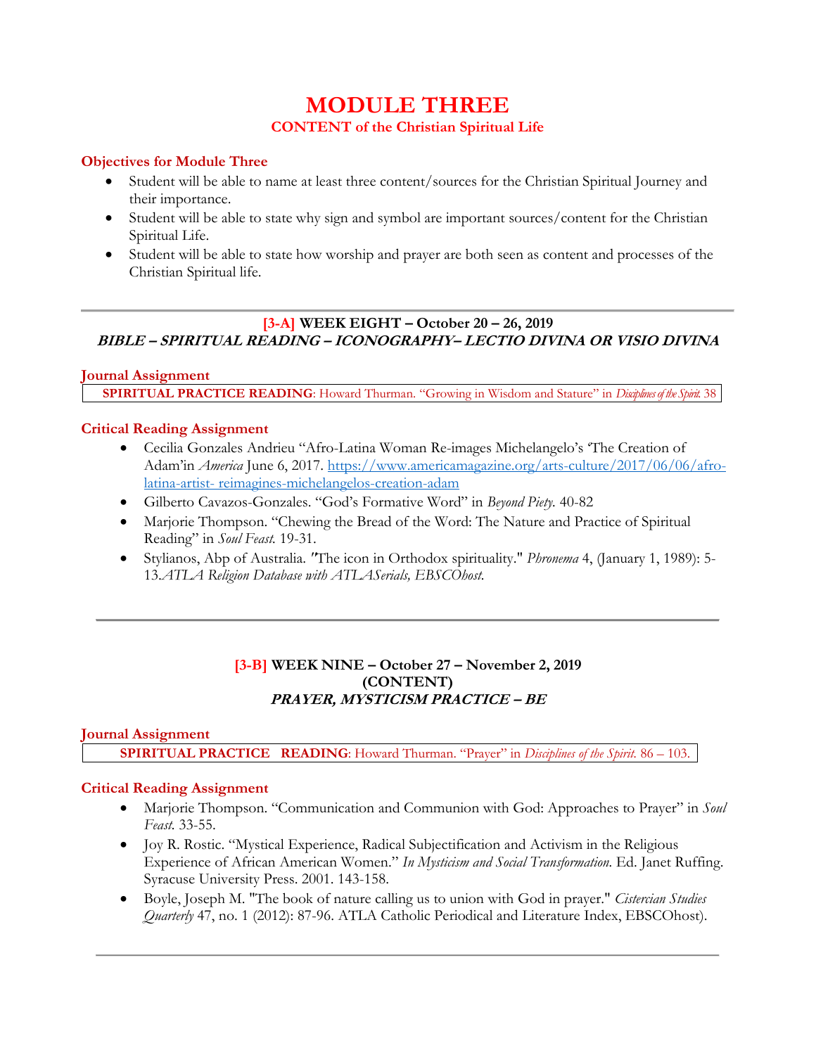# MODULE THREE

## CONTENT of the Christian Spiritual Life

### Objectives for Module Three

- Student will be able to name at least three content/sources for the Christian Spiritual Journey and their importance.
- Student will be able to state why sign and symbol are important sources/content for the Christian Spiritual Life.
- Student will be able to state how worship and prayer are both seen as content and processes of the Christian Spiritual life.

---

## [3-A] WEEK EIGHT – October 20 – 26, 2019

### *BIBLE – SPIRITUAL READING – ICONOGRAPHY– LECTIO DIVINA OR VISIO DIVINA*

### Journal Assignment

**SPIRITUAL PRACTICE READING**: Howard Thurman. "Growing in Wisdom and Stature" in *Disciplines of the Spirit.* 38

### Critical Reading Assignment

- Cecilia Gonzales Andrieu "Afro-Latina Woman Re-images Michelangelo's 'The Creation of Adam'in *America* June 6, 2017. https://www.americamagazine.org/arts-culture/2017/06/06/afro-latina-artist- reimagines-michelangelos-creation-adam
- Gilberto Cavazos-Gonzales. "God's Formative Word" in *Beyond Piety.* 40-82
- Marjorie Thompson. "Chewing the Bread of the Word: The Nature and Practice of Spiritual Reading" in *Soul Feast.* 19-31.
- Stylianos, Abp of Australia. "The icon in Orthodox spirituality." *Phronema* 4, (January 1, 1989): 5-13.*ATLA Religion Database with ATLASerials, EBSCOhost.*

---

## [3-B] WEEK NINE – October 27 – November 2, 2019

## (CONTENT)

### *PRAYER, MYSTICISM PRACTICE – BE*

### Journal Assignment

**SPIRITUAL PRACTICE READING**: Howard Thurman. "Prayer" in *Disciplines of the Spirit.* 86 – 103.

### Critical Reading Assignment

- Marjorie Thompson. "Communication and Communion with God: Approaches to Prayer" in *Soul Feast.* 33-55.
- Joy R. Rostic. "Mystical Experience, Radical Subjectification and Activism in the Religious Experience of African American Women." *In Mysticism and Social Transformation.* Ed. Janet Ruffing. Syracuse University Press. 2001. 143-158.
- Boyle, Joseph M. "The book of nature calling us to union with God in prayer." *Cistercian Studies Quarterly* 47, no. 1 (2012): 87-96. ATLA Catholic Periodical and Literature Index, EBSCOhost).

---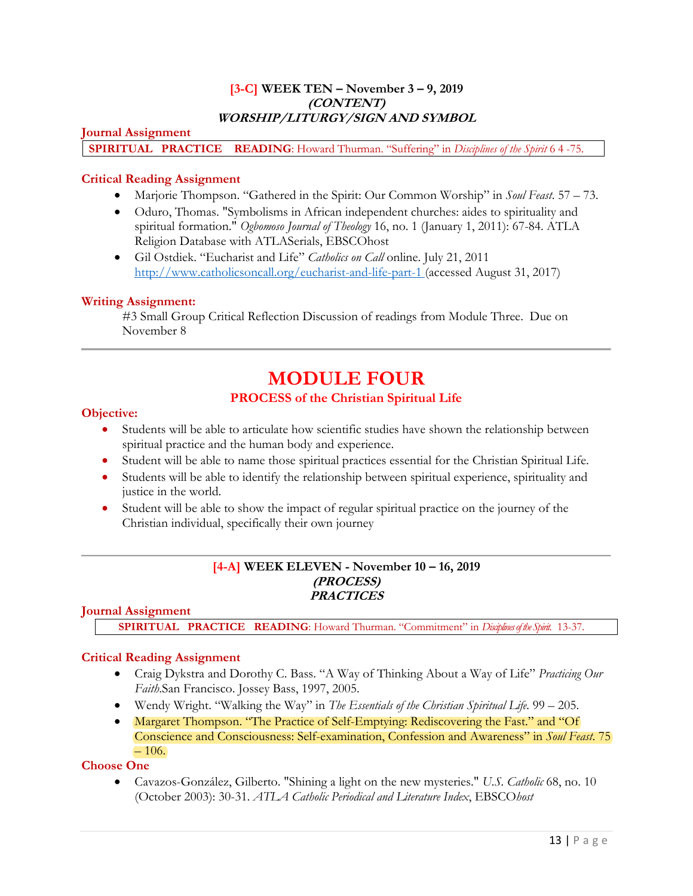### [3-C] WEEK TEN – November 3 – 9, 2019
### *(CONTENT)*
### *WORSHIP/LITURGY/SIGN AND SYMBOL*

**Journal Assignment**

| |
|---|
| **SPIRITUAL PRACTICE READING**: Howard Thurman. "Suffering" in *Disciplines of the Spirit* 6 4 -75. |

**Critical Reading Assignment**

- Marjorie Thompson. "Gathered in the Spirit: Our Common Worship" in *Soul Feast.* 57 – 73.
- Oduro, Thomas. "Symbolisms in African independent churches: aides to spirituality and spiritual formation." *Ogbomoso Journal of Theology* 16, no. 1 (January 1, 2011): 67-84. ATLA Religion Database with ATLASerials, EBSCOhost
- Gil Ostdiek. "Eucharist and Life" *Catholics on Call* online. July 21, 2011 http://www.catholicsoncall.org/eucharist-and-life-part-1 (accessed August 31, 2017)

**Writing Assignment:**

#3 Small Group Critical Reflection Discussion of readings from Module Three. Due on November 8

---

# MODULE FOUR

## PROCESS of the Christian Spiritual Life

**Objective:**

- Students will be able to articulate how scientific studies have shown the relationship between spiritual practice and the human body and experience.
- Student will be able to name those spiritual practices essential for the Christian Spiritual Life.
- Students will be able to identify the relationship between spiritual experience, spirituality and justice in the world.
- Student will be able to show the impact of regular spiritual practice on the journey of the Christian individual, specifically their own journey

---

### [4-A] WEEK ELEVEN - November 10 – 16, 2019
### *(PROCESS)*
### *PRACTICES*

**Journal Assignment**

| |
|---|
| **SPIRITUAL PRACTICE READING**: Howard Thurman. "Commitment" in *Disciplines of the Spirit.* 13-37. |

**Critical Reading Assignment**

- Craig Dykstra and Dorothy C. Bass. "A Way of Thinking About a Way of Life" *Practicing Our Faith.*San Francisco. Jossey Bass, 1997, 2005.
- Wendy Wright. "Walking the Way" in *The Essentials of the Christian Spiritual Life.* 99 – 205.
- Margaret Thompson. "The Practice of Self-Emptying: Rediscovering the Fast." and "Of Conscience and Consciousness: Self-examination, Confession and Awareness" in *Soul Feast.* 75 – 106.

**Choose One**

- Cavazos-González, Gilberto. "Shining a light on the new mysteries." *U.S. Catholic* 68, no. 10 (October 2003): 30-31. *ATLA Catholic Periodical and Literature Index*, EBSCO*host*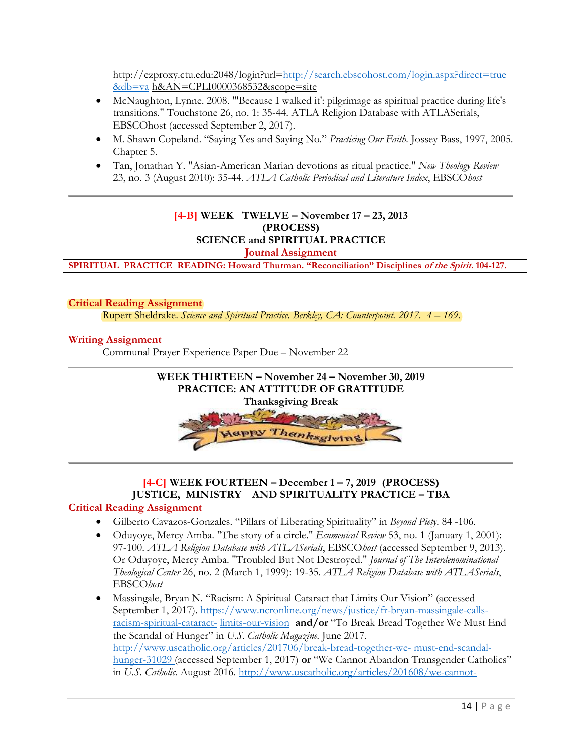http://ezproxy.ctu.edu:2048/login?url=http://search.ebscohost.com/login.aspx?direct=true&db=va h&AN=CPLI0000368532&scope=site

- McNaughton, Lynne. 2008. "'Because I walked it': pilgrimage as spiritual practice during life's transitions." Touchstone 26, no. 1: 35-44. ATLA Religion Database with ATLASerials, EBSCOhost (accessed September 2, 2017).
- M. Shawn Copeland. "Saying Yes and Saying No." *Practicing Our Faith.* Jossey Bass, 1997, 2005. Chapter 5.
- Tan, Jonathan Y. "Asian-American Marian devotions as ritual practice." *New Theology Review* 23, no. 3 (August 2010): 35-44. *ATLA Catholic Periodical and Literature Index*, EBSCO*host*

---

## [4-B] WEEK TWELVE – November 17 – 23, 2013
## (PROCESS)
## SCIENCE and SPIRITUAL PRACTICE
## Journal Assignment

**SPIRITUAL PRACTICE READING: Howard Thurman. "Reconciliation" Disciplines *of the Spirit.* 104-127.**

**Critical Reading Assignment**

Rupert Sheldrake. *Science and Spiritual Practice. Berkley, CA: Counterpoint. 2017. 4 – 169.*

**Writing Assignment**

Communal Prayer Experience Paper Due – November 22

---

## WEEK THIRTEEN – November 24 – November 30, 2019
## PRACTICE: AN ATTITUDE OF GRATITUDE
## Thanksgiving Break

Happy Thanksgiving

---

## [4-C] WEEK FOURTEEN – December 1 – 7, 2019 (PROCESS)
## JUSTICE, MINISTRY AND SPIRITUALITY PRACTICE – TBA

**Critical Reading Assignment**

- Gilberto Cavazos-Gonzales. "Pillars of Liberating Spirituality" in *Beyond Piety.* 84 -106.
- Oduyoye, Mercy Amba. "The story of a circle." *Ecumenical Review* 53, no. 1 (January 1, 2001): 97-100. *ATLA Religion Database with ATLASerials*, EBSCO*host* (accessed September 9, 2013). Or Oduyoye, Mercy Amba. "Troubled But Not Destroyed." *Journal of The Interdenominational Theological Center* 26, no. 2 (March 1, 1999): 19-35. *ATLA Religion Database with ATLASerials*, EBSCO*host*
- Massingale, Bryan N. "Racism: A Spiritual Cataract that Limits Our Vision" (accessed September 1, 2017). https://www.ncronline.org/news/justice/fr-bryan-massingale-calls-racism-spiritual-cataract- limits-our-vision **and/or** "To Break Bread Together We Must End the Scandal of Hunger" in *U.S. Catholic Magazine.* June 2017. http://www.uscatholic.org/articles/201706/break-bread-together-we- must-end-scandal-hunger-31029 (accessed September 1, 2017) **or** "We Cannot Abandon Transgender Catholics" in *U.S. Catholic.* August 2016. http://www.uscatholic.org/articles/201608/we-cannot-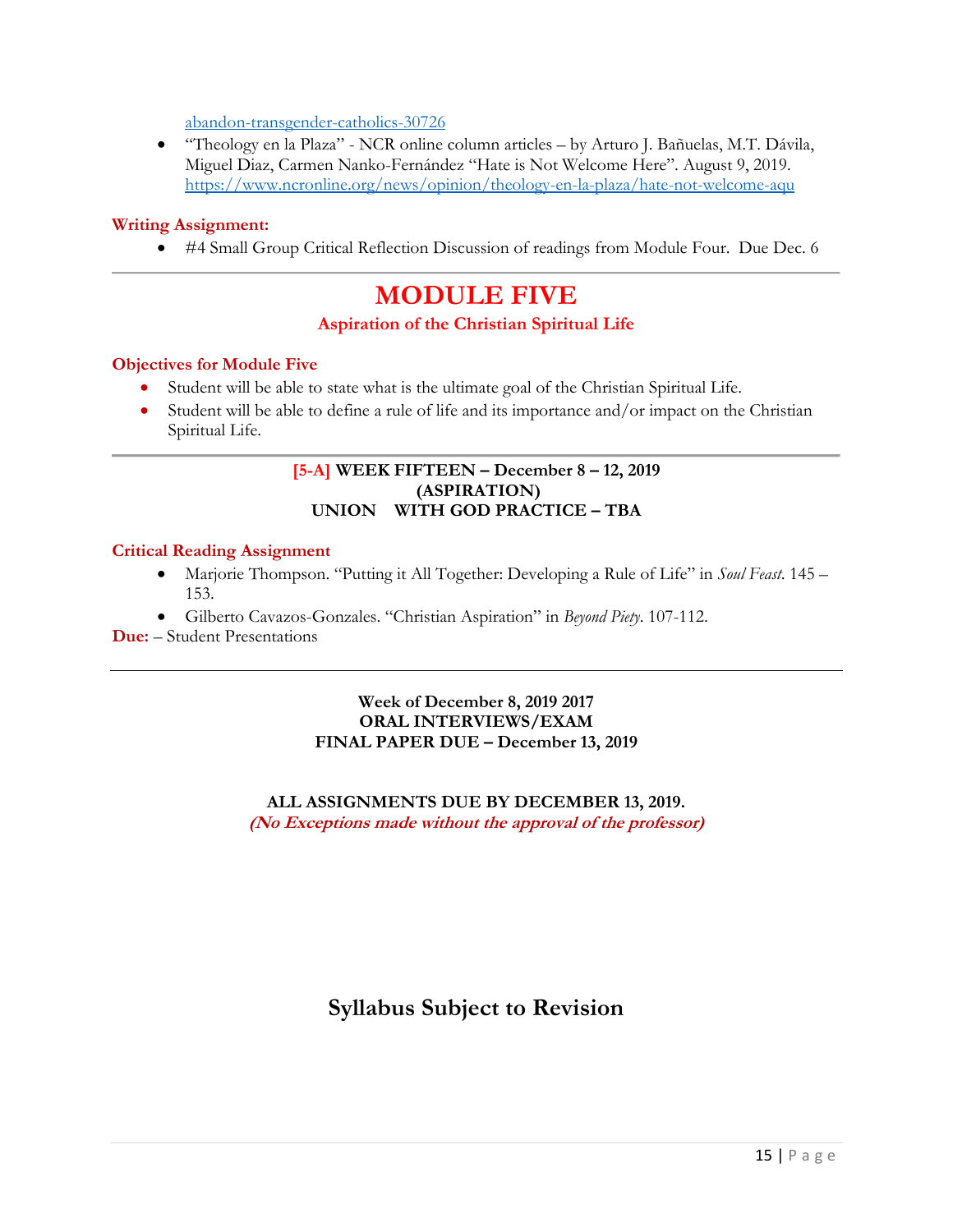[abandon-transgender-catholics-30726](abandon-transgender-catholics-30726)

- "Theology en la Plaza" - NCR online column articles – by Arturo J. Bañuelas, M.T. Dávila, Miguel Diaz, Carmen Nanko-Fernández "Hate is Not Welcome Here". August 9, 2019. [https://www.ncronline.org/news/opinion/theology-en-la-plaza/hate-not-welcome-aqu](https://www.ncronline.org/news/opinion/theology-en-la-plaza/hate-not-welcome-aqu)

**Writing Assignment:**

- #4 Small Group Critical Reflection Discussion of readings from Module Four. Due Dec. 6

---

# MODULE FIVE

## Aspiration of the Christian Spiritual Life

**Objectives for Module Five**

- Student will be able to state what is the ultimate goal of the Christian Spiritual Life.
- Student will be able to define a rule of life and its importance and/or impact on the Christian Spiritual Life.

---

**[5-A] WEEK FIFTEEN – December 8 – 12, 2019**
**(ASPIRATION)**
**UNION WITH GOD PRACTICE – TBA**

**Critical Reading Assignment**

- Marjorie Thompson. "Putting it All Together: Developing a Rule of Life" in *Soul Feast*. 145 – 153.
- Gilberto Cavazos-Gonzales. "Christian Aspiration" in *Beyond Piety*. 107-112.

**Due:** – Student Presentations

---

**Week of December 8, 2019 2017**
**ORAL INTERVIEWS/EXAM**
**FINAL PAPER DUE – December 13, 2019**

**ALL ASSIGNMENTS DUE BY DECEMBER 13, 2019.**
***(No Exceptions made without the approval of the professor)***

## Syllabus Subject to Revision